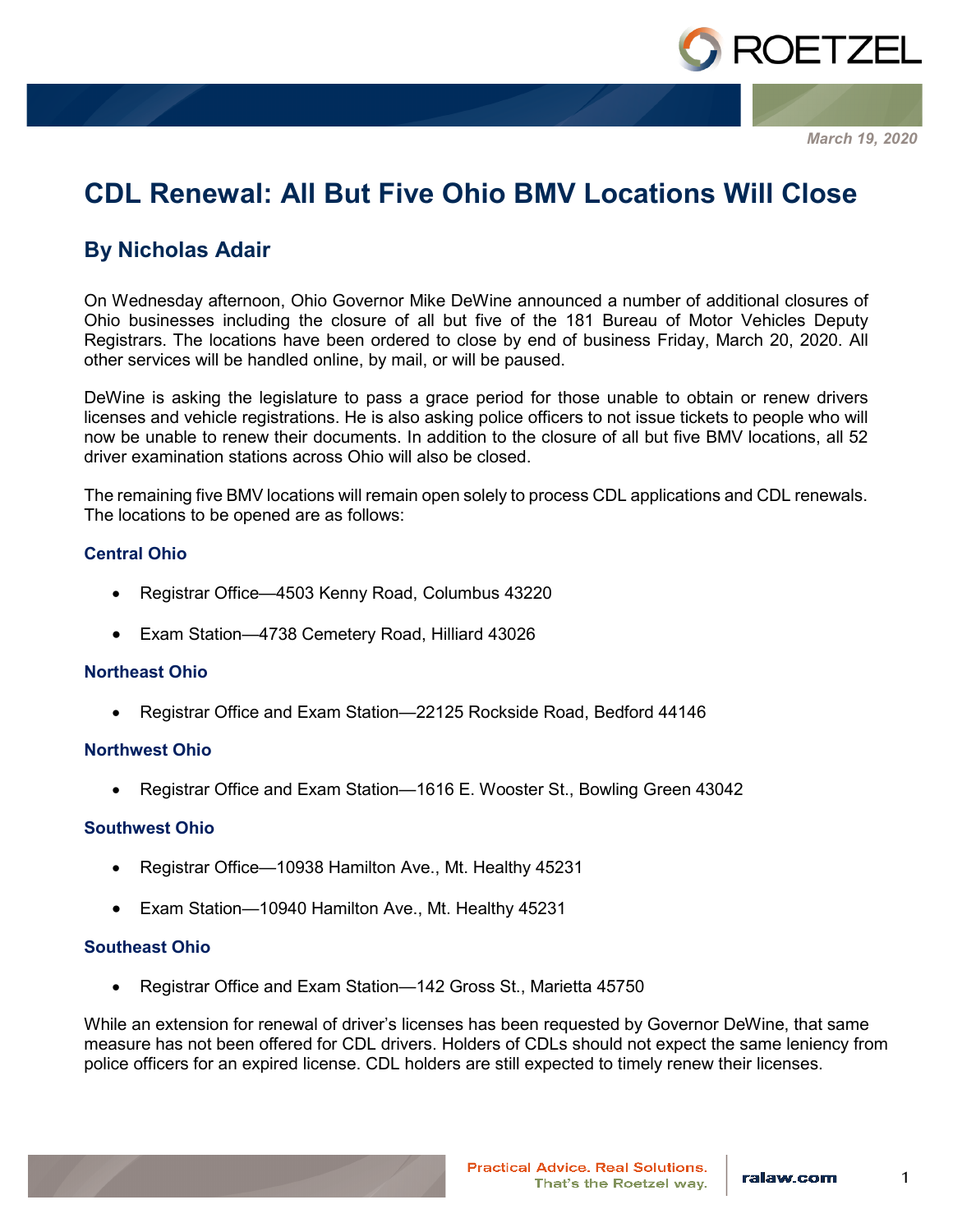March 19, 2020

# CDL Renewal: All But Five Ohio BMV Locations Will Close

## By Nicholas Adair

On Wednesday afternoon, Ohio Governor Mike DeWine announced a number of additional closures of Ohio businesses including the closure of all but five of the 181 Bureau of Motor Vehicles Deputy Registrars. The locations have been ordered to close by end of business Friday, March 20, 2020. All other services will be handled online, by mail, or will be paused.

DeWine is asking the legislature to pass a grace period for those unable to obtain or renew drivers licenses and vehicle registrations. He is also asking police officers to not issue tickets to people who will now be unable to renew their documents. In addition to the closure of all but five BMV locations, all 52 driver examination stations across Ohio will also be closed.

The remaining five BMV locations will remain open solely to process CDL applications and CDL renewals. The locations to be opened are as follows:

### Central Ohio

- Registrar Office—4503 Kenny Road, Columbus 43220
- Exam Station—4738 Cemetery Road, Hilliard 43026

### Northeast Ohio

- Registrar Office and Exam Station—22125 Rockside Road, Bedford 44146

### Northwest Ohio

- Registrar Office and Exam Station—1616 E. Wooster St., Bowling Green 43042

### Southwest Ohio

- Registrar Office—10938 Hamilton Ave., Mt. Healthy 45231
- Exam Station—10940 Hamilton Ave., Mt. Healthy 45231

### Southeast Ohio

- Registrar Office and Exam Station—142 Gross St., Marietta 45750

While an extension for renewal of driver's licenses has been requested by Governor DeWine, that same measure has not been offered for CDL drivers. Holders of CDLs should not expect the same leniency from police officers for an expired license. CDL holders are still expected to timely renew their licenses.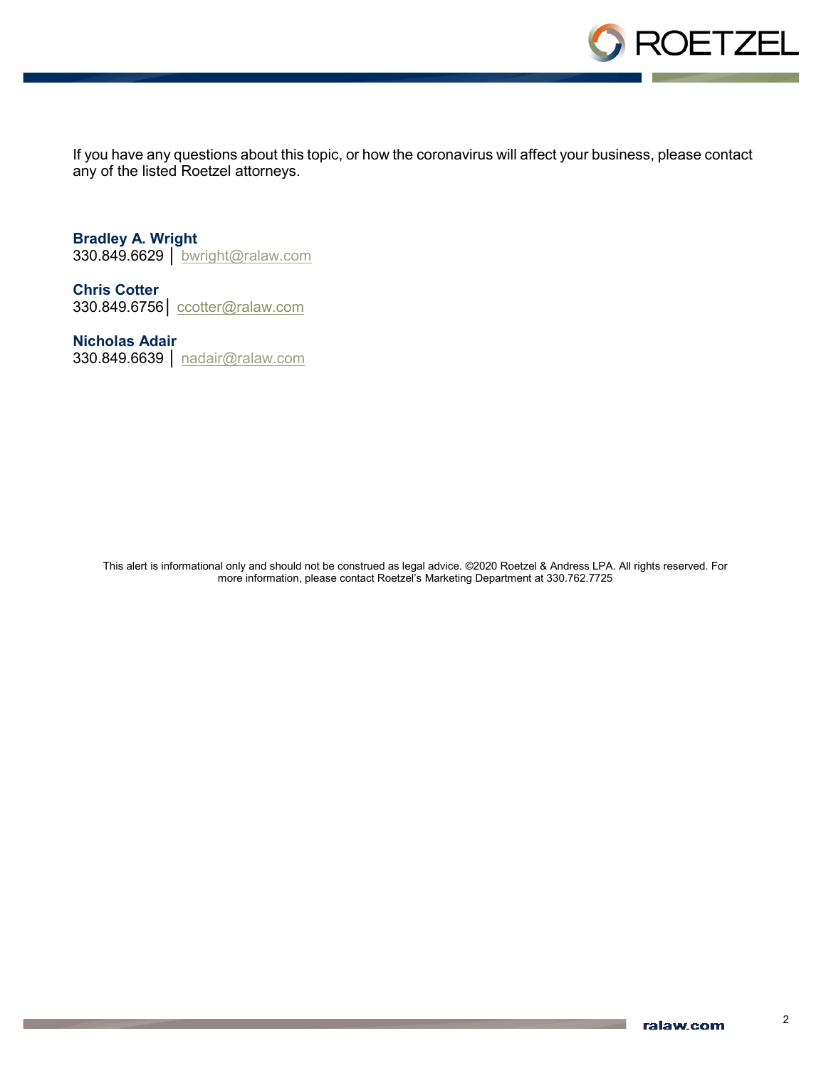If you have any questions about this topic, or how the coronavirus will affect your business, please contact any of the listed Roetzel attorneys.

**Bradley A. Wright**
330.849.6629 │ bwright@ralaw.com

**Chris Cotter**
330.849.6756│ ccotter@ralaw.com

**Nicholas Adair**
330.849.6639 │ nadair@ralaw.com

This alert is informational only and should not be construed as legal advice. ©2020 Roetzel & Andress LPA. All rights reserved. For more information, please contact Roetzel's Marketing Department at 330.762.7725